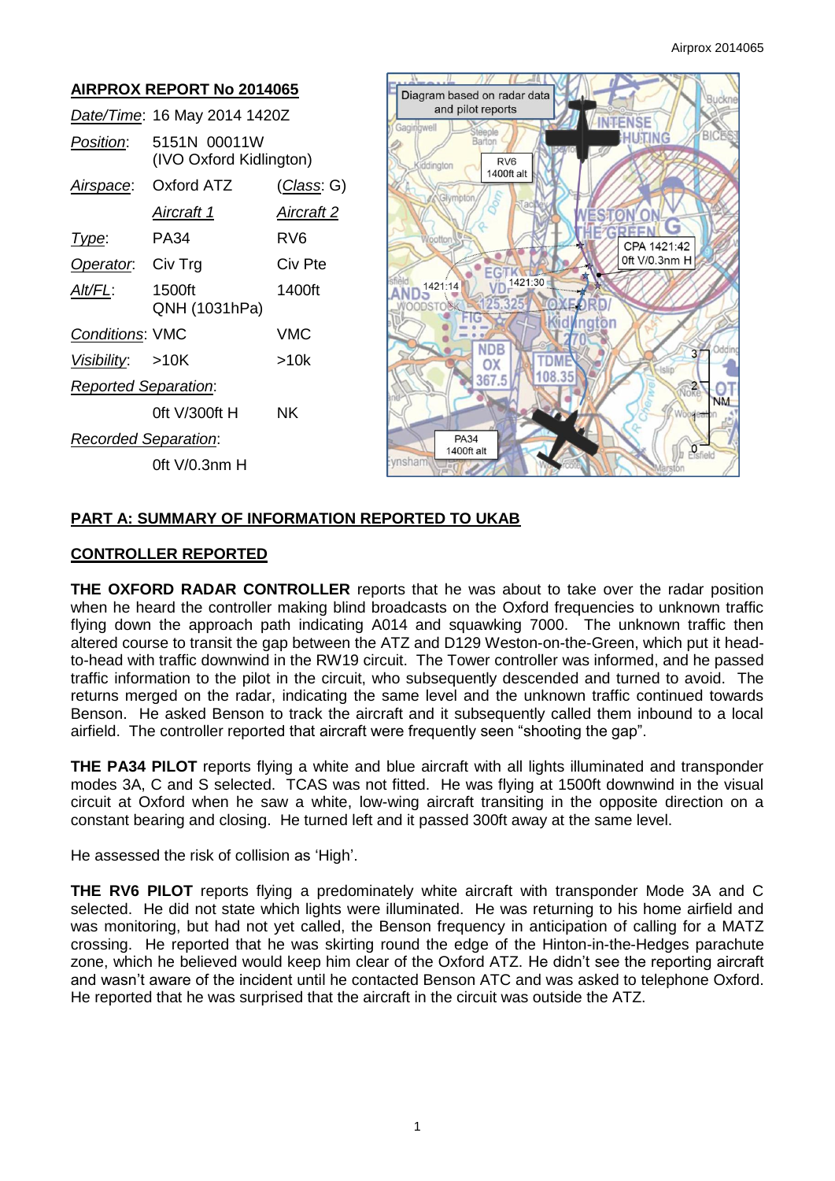## AIRPROX REPORT No 2014065

| | | |
|---|---|---|
| *Date/Time*: | 16 May 2014 1420Z | |
| *Position*: | 5151N 00011W (IVO Oxford Kidlington) | |
| *Airspace*: | Oxford ATZ | (*Class*: G) |
| | *Aircraft 1* | *Aircraft 2* |
| *Type*: | PA34 | RV6 |
| *Operator*: | Civ Trg | Civ Pte |
| *Alt/FL*: | 1500ft QNH (1031hPa) | 1400ft |
| *Conditions*: | VMC | VMC |
| *Visibility*: | >10K | >10k |
| *Reported Separation*: | | |
| | 0ft V/300ft H | NK |
| *Recorded Separation*: | | |
| | 0ft V/0.3nm H | |

Diagram based on radar data and pilot reports

RV6
1400ft alt

CPA 1421:42
0ft V/0.3nm H

1421:14

1421:30

PA34
1400ft alt

0
2
3
NM

## PART A: SUMMARY OF INFORMATION REPORTED TO UKAB

### CONTROLLER REPORTED

**THE OXFORD RADAR CONTROLLER** reports that he was about to take over the radar position when he heard the controller making blind broadcasts on the Oxford frequencies to unknown traffic flying down the approach path indicating A014 and squawking 7000. The unknown traffic then altered course to transit the gap between the ATZ and D129 Weston-on-the-Green, which put it head-to-head with traffic downwind in the RW19 circuit. The Tower controller was informed, and he passed traffic information to the pilot in the circuit, who subsequently descended and turned to avoid. The returns merged on the radar, indicating the same level and the unknown traffic continued towards Benson. He asked Benson to track the aircraft and it subsequently called them inbound to a local airfield. The controller reported that aircraft were frequently seen "shooting the gap".

**THE PA34 PILOT** reports flying a white and blue aircraft with all lights illuminated and transponder modes 3A, C and S selected. TCAS was not fitted. He was flying at 1500ft downwind in the visual circuit at Oxford when he saw a white, low-wing aircraft transiting in the opposite direction on a constant bearing and closing. He turned left and it passed 300ft away at the same level.

He assessed the risk of collision as 'High'.

**THE RV6 PILOT** reports flying a predominately white aircraft with transponder Mode 3A and C selected. He did not state which lights were illuminated. He was returning to his home airfield and was monitoring, but had not yet called, the Benson frequency in anticipation of calling for a MATZ crossing. He reported that he was skirting round the edge of the Hinton-in-the-Hedges parachute zone, which he believed would keep him clear of the Oxford ATZ. He didn't see the reporting aircraft and wasn't aware of the incident until he contacted Benson ATC and was asked to telephone Oxford. He reported that he was surprised that the aircraft in the circuit was outside the ATZ.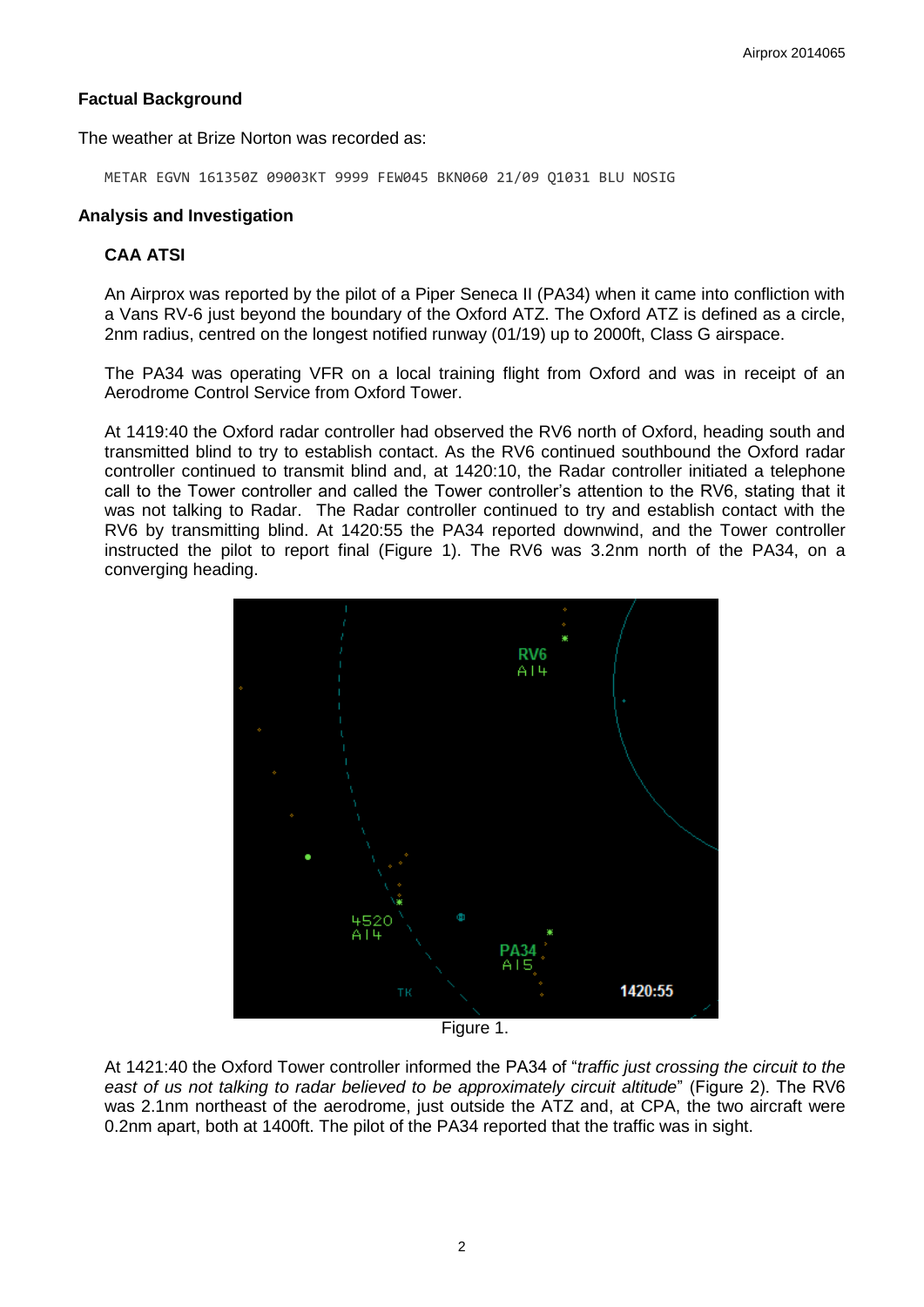### Factual Background

The weather at Brize Norton was recorded as:

```
METAR EGVN 161350Z 09003KT 9999 FEW045 BKN060 21/09 Q1031 BLU NOSIG
```

### Analysis and Investigation

#### CAA ATSI

An Airprox was reported by the pilot of a Piper Seneca II (PA34) when it came into confliction with a Vans RV-6 just beyond the boundary of the Oxford ATZ. The Oxford ATZ is defined as a circle, 2nm radius, centred on the longest notified runway (01/19) up to 2000ft, Class G airspace.

The PA34 was operating VFR on a local training flight from Oxford and was in receipt of an Aerodrome Control Service from Oxford Tower.

At 1419:40 the Oxford radar controller had observed the RV6 north of Oxford, heading south and transmitted blind to try to establish contact. As the RV6 continued southbound the Oxford radar controller continued to transmit blind and, at 1420:10, the Radar controller initiated a telephone call to the Tower controller and called the Tower controller's attention to the RV6, stating that it was not talking to Radar. The Radar controller continued to try and establish contact with the RV6 by transmitting blind. At 1420:55 the PA34 reported downwind, and the Tower controller instructed the pilot to report final (Figure 1). The RV6 was 3.2nm north of the PA34, on a converging heading.

RV6
A14
4520
A14
PA34
A15
TK
1420:55

Figure 1.

At 1421:40 the Oxford Tower controller informed the PA34 of "*traffic just crossing the circuit to the east of us not talking to radar believed to be approximately circuit altitude*" (Figure 2). The RV6 was 2.1nm northeast of the aerodrome, just outside the ATZ and, at CPA, the two aircraft were 0.2nm apart, both at 1400ft. The pilot of the PA34 reported that the traffic was in sight.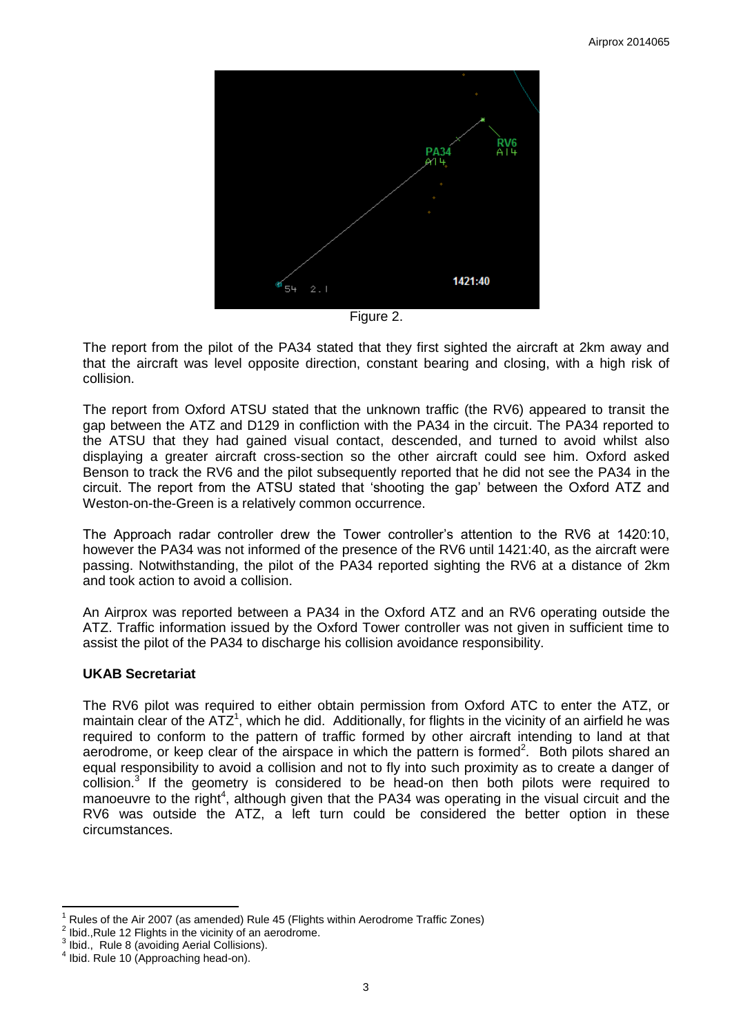PA34
A14

RV6
A14

54 2.1

1421:40

Figure 2.

The report from the pilot of the PA34 stated that they first sighted the aircraft at 2km away and that the aircraft was level opposite direction, constant bearing and closing, with a high risk of collision.

The report from Oxford ATSU stated that the unknown traffic (the RV6) appeared to transit the gap between the ATZ and D129 in confliction with the PA34 in the circuit. The PA34 reported to the ATSU that they had gained visual contact, descended, and turned to avoid whilst also displaying a greater aircraft cross-section so the other aircraft could see him. Oxford asked Benson to track the RV6 and the pilot subsequently reported that he did not see the PA34 in the circuit. The report from the ATSU stated that 'shooting the gap' between the Oxford ATZ and Weston-on-the-Green is a relatively common occurrence.

The Approach radar controller drew the Tower controller's attention to the RV6 at 1420:10, however the PA34 was not informed of the presence of the RV6 until 1421:40, as the aircraft were passing. Notwithstanding, the pilot of the PA34 reported sighting the RV6 at a distance of 2km and took action to avoid a collision.

An Airprox was reported between a PA34 in the Oxford ATZ and an RV6 operating outside the ATZ. Traffic information issued by the Oxford Tower controller was not given in sufficient time to assist the pilot of the PA34 to discharge his collision avoidance responsibility.

### UKAB Secretariat

The RV6 pilot was required to either obtain permission from Oxford ATC to enter the ATZ, or maintain clear of the ATZ[1], which he did. Additionally, for flights in the vicinity of an airfield he was required to conform to the pattern of traffic formed by other aircraft intending to land at that aerodrome, or keep clear of the airspace in which the pattern is formed[2]. Both pilots shared an equal responsibility to avoid a collision and not to fly into such proximity as to create a danger of collision.[3] If the geometry is considered to be head-on then both pilots were required to manoeuvre to the right[4], although given that the PA34 was operating in the visual circuit and the RV6 was outside the ATZ, a left turn could be considered the better option in these circumstances.

---

[1] Rules of the Air 2007 (as amended) Rule 45 (Flights within Aerodrome Traffic Zones)

[2] Ibid.,Rule 12 Flights in the vicinity of an aerodrome.

[3] Ibid., Rule 8 (avoiding Aerial Collisions).

[4] Ibid. Rule 10 (Approaching head-on).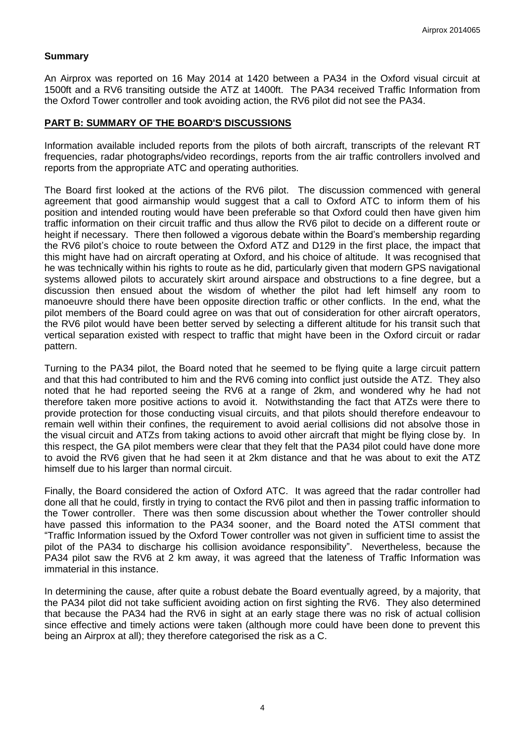## Summary

An Airprox was reported on 16 May 2014 at 1420 between a PA34 in the Oxford visual circuit at 1500ft and a RV6 transiting outside the ATZ at 1400ft. The PA34 received Traffic Information from the Oxford Tower controller and took avoiding action, the RV6 pilot did not see the PA34.

## PART B: SUMMARY OF THE BOARD'S DISCUSSIONS

Information available included reports from the pilots of both aircraft, transcripts of the relevant RT frequencies, radar photographs/video recordings, reports from the air traffic controllers involved and reports from the appropriate ATC and operating authorities.

The Board first looked at the actions of the RV6 pilot. The discussion commenced with general agreement that good airmanship would suggest that a call to Oxford ATC to inform them of his position and intended routing would have been preferable so that Oxford could then have given him traffic information on their circuit traffic and thus allow the RV6 pilot to decide on a different route or height if necessary. There then followed a vigorous debate within the Board's membership regarding the RV6 pilot's choice to route between the Oxford ATZ and D129 in the first place, the impact that this might have had on aircraft operating at Oxford, and his choice of altitude. It was recognised that he was technically within his rights to route as he did, particularly given that modern GPS navigational systems allowed pilots to accurately skirt around airspace and obstructions to a fine degree, but a discussion then ensued about the wisdom of whether the pilot had left himself any room to manoeuvre should there have been opposite direction traffic or other conflicts. In the end, what the pilot members of the Board could agree on was that out of consideration for other aircraft operators, the RV6 pilot would have been better served by selecting a different altitude for his transit such that vertical separation existed with respect to traffic that might have been in the Oxford circuit or radar pattern.

Turning to the PA34 pilot, the Board noted that he seemed to be flying quite a large circuit pattern and that this had contributed to him and the RV6 coming into conflict just outside the ATZ. They also noted that he had reported seeing the RV6 at a range of 2km, and wondered why he had not therefore taken more positive actions to avoid it. Notwithstanding the fact that ATZs were there to provide protection for those conducting visual circuits, and that pilots should therefore endeavour to remain well within their confines, the requirement to avoid aerial collisions did not absolve those in the visual circuit and ATZs from taking actions to avoid other aircraft that might be flying close by. In this respect, the GA pilot members were clear that they felt that the PA34 pilot could have done more to avoid the RV6 given that he had seen it at 2km distance and that he was about to exit the ATZ himself due to his larger than normal circuit.

Finally, the Board considered the action of Oxford ATC. It was agreed that the radar controller had done all that he could, firstly in trying to contact the RV6 pilot and then in passing traffic information to the Tower controller. There was then some discussion about whether the Tower controller should have passed this information to the PA34 sooner, and the Board noted the ATSI comment that "Traffic Information issued by the Oxford Tower controller was not given in sufficient time to assist the pilot of the PA34 to discharge his collision avoidance responsibility". Nevertheless, because the PA34 pilot saw the RV6 at 2 km away, it was agreed that the lateness of Traffic Information was immaterial in this instance.

In determining the cause, after quite a robust debate the Board eventually agreed, by a majority, that the PA34 pilot did not take sufficient avoiding action on first sighting the RV6. They also determined that because the PA34 had the RV6 in sight at an early stage there was no risk of actual collision since effective and timely actions were taken (although more could have been done to prevent this being an Airprox at all); they therefore categorised the risk as a C.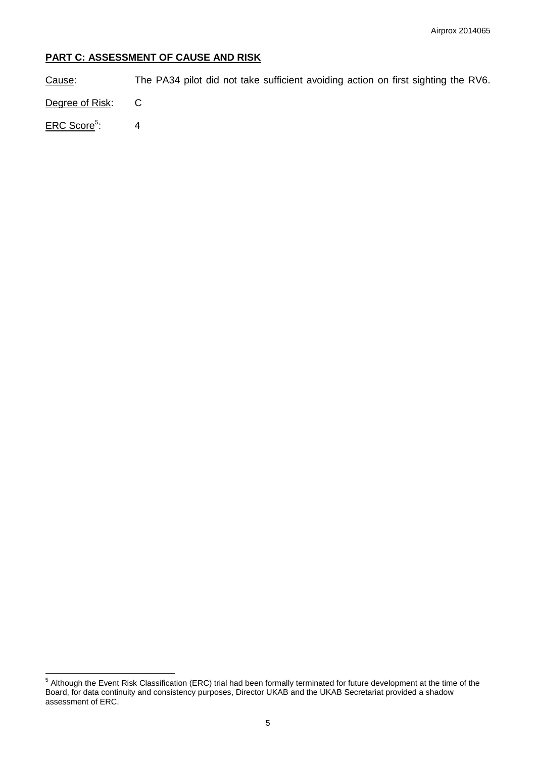**PART C: ASSESSMENT OF CAUSE AND RISK**

Cause: The PA34 pilot did not take sufficient avoiding action on first sighting the RV6.

Degree of Risk: C

ERC Score[5]: 4

[5] Although the Event Risk Classification (ERC) trial had been formally terminated for future development at the time of the Board, for data continuity and consistency purposes, Director UKAB and the UKAB Secretariat provided a shadow assessment of ERC.